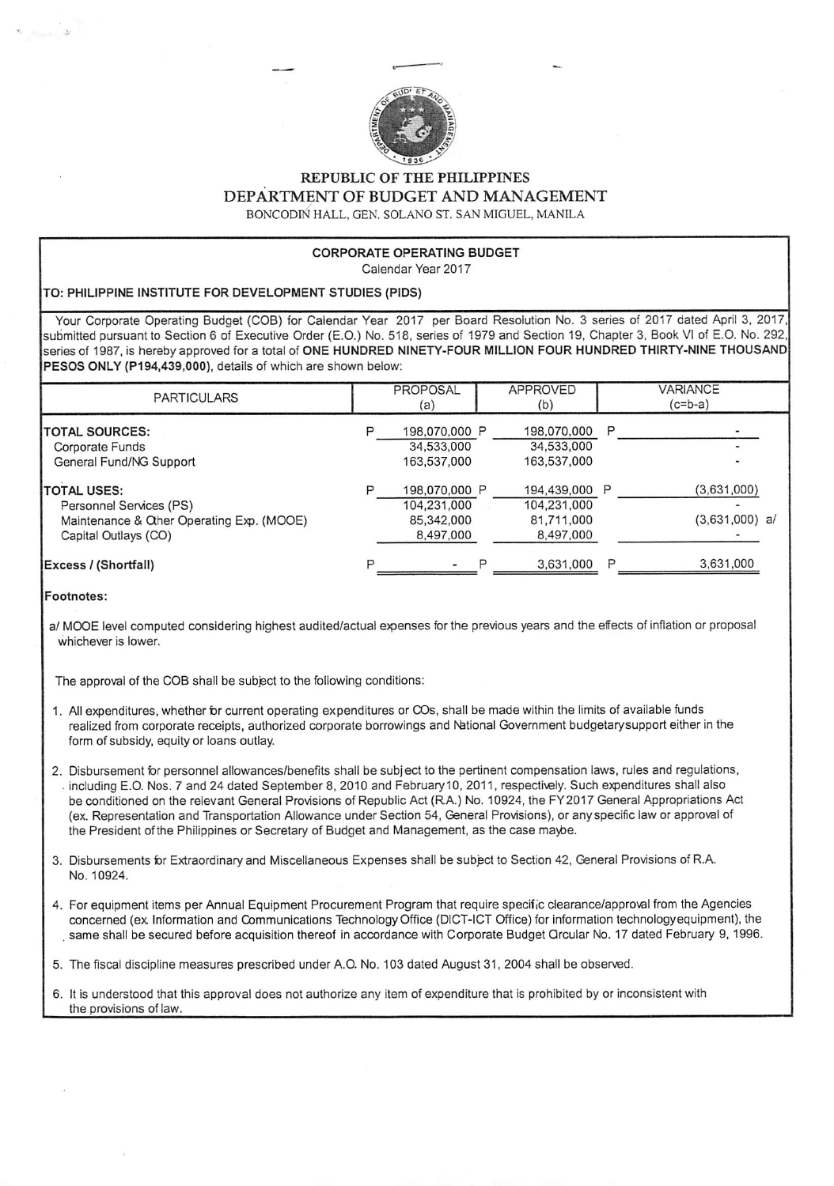# REPUBLIC OF THE PHILIPPINES
# DEPARTMENT OF BUDGET AND MANAGEMENT

BONCODIN HALL, GEN. SOLANO ST. SAN MIGUEL, MANILA

## CORPORATE OPERATING BUDGET

Calendar Year 2017

**TO: PHILIPPINE INSTITUTE FOR DEVELOPMENT STUDIES (PIDS)**

Your Corporate Operating Budget (COB) for Calendar Year 2017 per Board Resolution No. 3 series of 2017 dated April 3, 2017, submitted pursuant to Section 6 of Executive Order (E.O.) No. 518, series of 1979 and Section 19, Chapter 3, Book VI of E.O. No. 292, series of 1987, is hereby approved for a total of **ONE HUNDRED NINETY-FOUR MILLION FOUR HUNDRED THIRTY-NINE THOUSAND PESOS ONLY (P194,439,000)**, details of which are shown below:

| PARTICULARS | PROPOSAL (a) | APPROVED (b) | VARIANCE (c=b-a) |
|---|---|---|---|
| **TOTAL SOURCES:** | P 198,070,000 | P 198,070,000 | P - |
| Corporate Funds | 34,533,000 | 34,533,000 | - |
| General Fund/NG Support | 163,537,000 | 163,537,000 | - |
| **TOTAL USES:** | P 198,070,000 | P 194,439,000 | P (3,631,000) |
| Personnel Services (PS) | 104,231,000 | 104,231,000 | - |
| Maintenance & Other Operating Exp. (MOOE) | 85,342,000 | 81,711,000 | (3,631,000) a/ |
| Capital Outlays (CO) | 8,497,000 | 8,497,000 | - |
| **Excess / (Shortfall)** | P - | P 3,631,000 | P 3,631,000 |

**Footnotes:**

a/ MOOE level computed considering highest audited/actual expenses for the previous years and the effects of inflation or proposal whichever is lower.

The approval of the COB shall be subject to the following conditions:

1. All expenditures, whether for current operating expenditures or COs, shall be made within the limits of available funds realized from corporate receipts, authorized corporate borrowings and National Government budgetary support either in the form of subsidy, equity or loans outlay.
2. Disbursement for personnel allowances/benefits shall be subject to the pertinent compensation laws, rules and regulations, including E.O. Nos. 7 and 24 dated September 8, 2010 and February 10, 2011, respectively. Such expenditures shall also be conditioned on the relevant General Provisions of Republic Act (R.A.) No. 10924, the FY2017 General Appropriations Act (ex. Representation and Transportation Allowance under Section 54, General Provisions), or any specific law or approval of the President of the Philippines or Secretary of Budget and Management, as the case maybe.
3. Disbursements for Extraordinary and Miscellaneous Expenses shall be subject to Section 42, General Provisions of R.A. No. 10924.
4. For equipment items per Annual Equipment Procurement Program that require specific clearance/approval from the Agencies concerned (ex. Information and Communications Technology Office (DICT-ICT Office) for information technology equipment), the same shall be secured before acquisition thereof in accordance with Corporate Budget Circular No. 17 dated February 9, 1996.
5. The fiscal discipline measures prescribed under A.O. No. 103 dated August 31, 2004 shall be observed.
6. It is understood that this approval does not authorize any item of expenditure that is prohibited by or inconsistent with the provisions of law.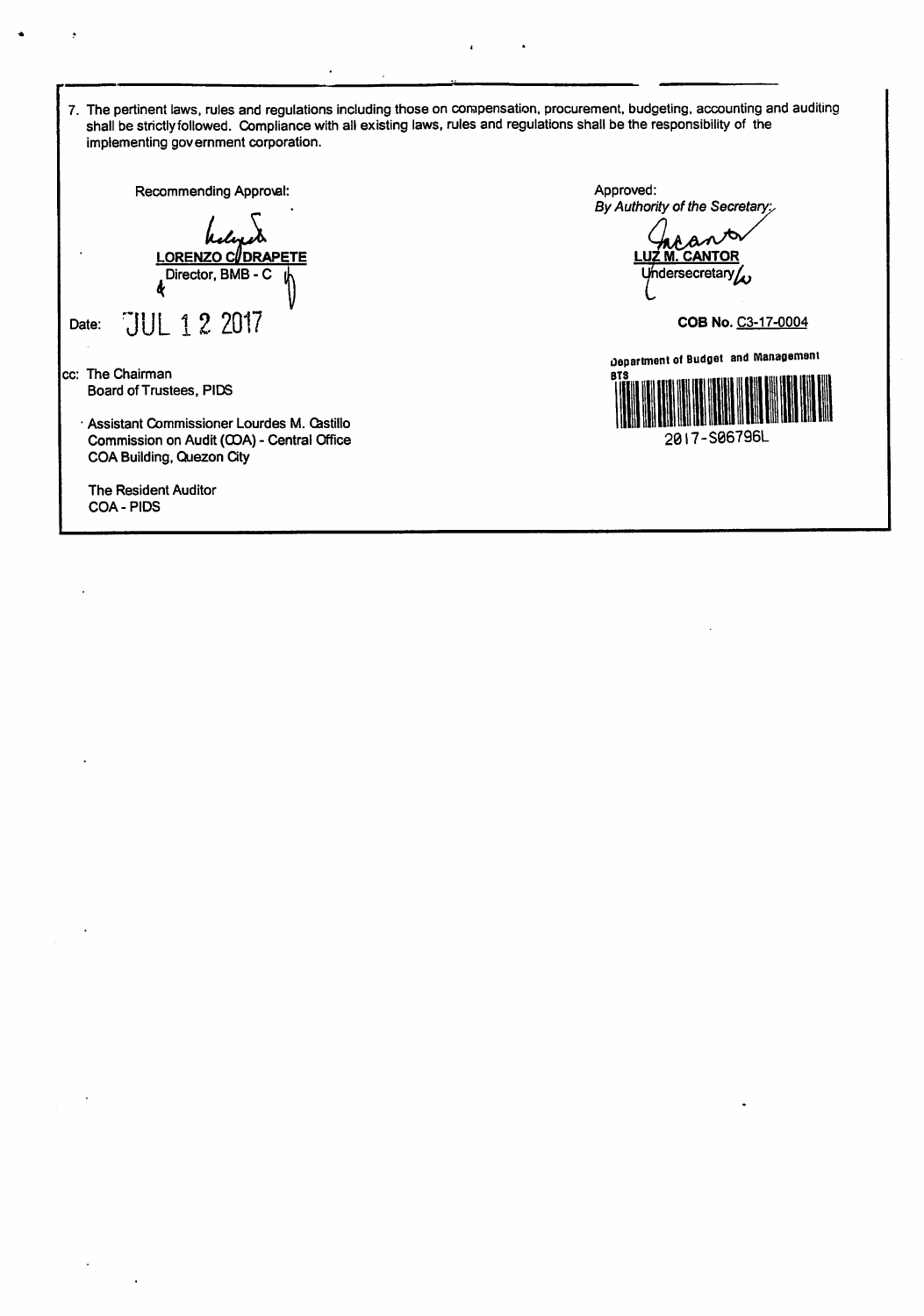7. The pertinent laws, rules and regulations including those on compensation, procurement, budgeting, accounting and auditing shall be strictly followed. Compliance with all existing laws, rules and regulations shall be the responsibility of the implementing government corporation.

Recommending Approval:

**LORENZO C. DRAPETE**
Director, BMB - C

Date: JUL 12 2017

Approved:
*By Authority of the Secretary:*

**LUZ M. CANTOR**
Undersecretary

**COB No.** C3-17-0004

Department of Budget and Management
BTS
2017-S06796L

cc: The Chairman
Board of Trustees, PIDS

Assistant Commissioner Lourdes M. Castillo
Commission on Audit (COA) - Central Office
COA Building, Quezon City

The Resident Auditor
COA - PIDS